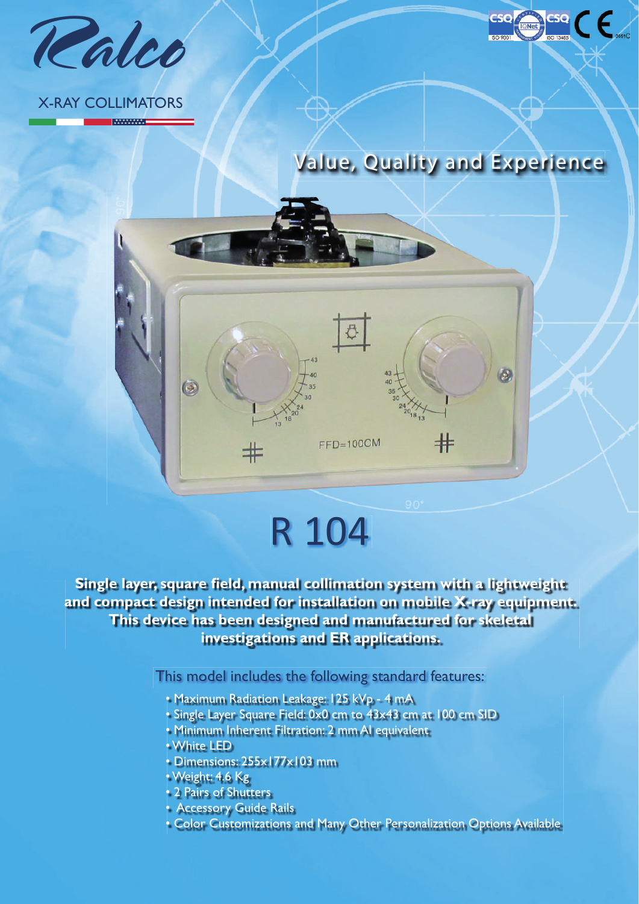Ralco

X-RAY COLLIMATORS

## Value, Quality and Experience

# R 104

**Single layer, square field, manual collimation system with a lightweight and compact design intended for installation on mobile X-ray equipment. This device has been designed and manufactured for skeletal investigations and ER applications.**

This model includes the following standard features:

- Maximum Radiation Leakage: 125 kVp - 4 mA
- Single Layer Square Field: 0x0 cm to 43x43 cm at 100 cm SID
- Minimum Inherent Filtration: 2 mm Al equivalent
- White LED
- Dimensions: 255x177x103 mm
- Weight: 4.6 Kg
- 2 Pairs of Shutters
- Accessory Guide Rails
- Color Customizations and Many Other Personalization Options Available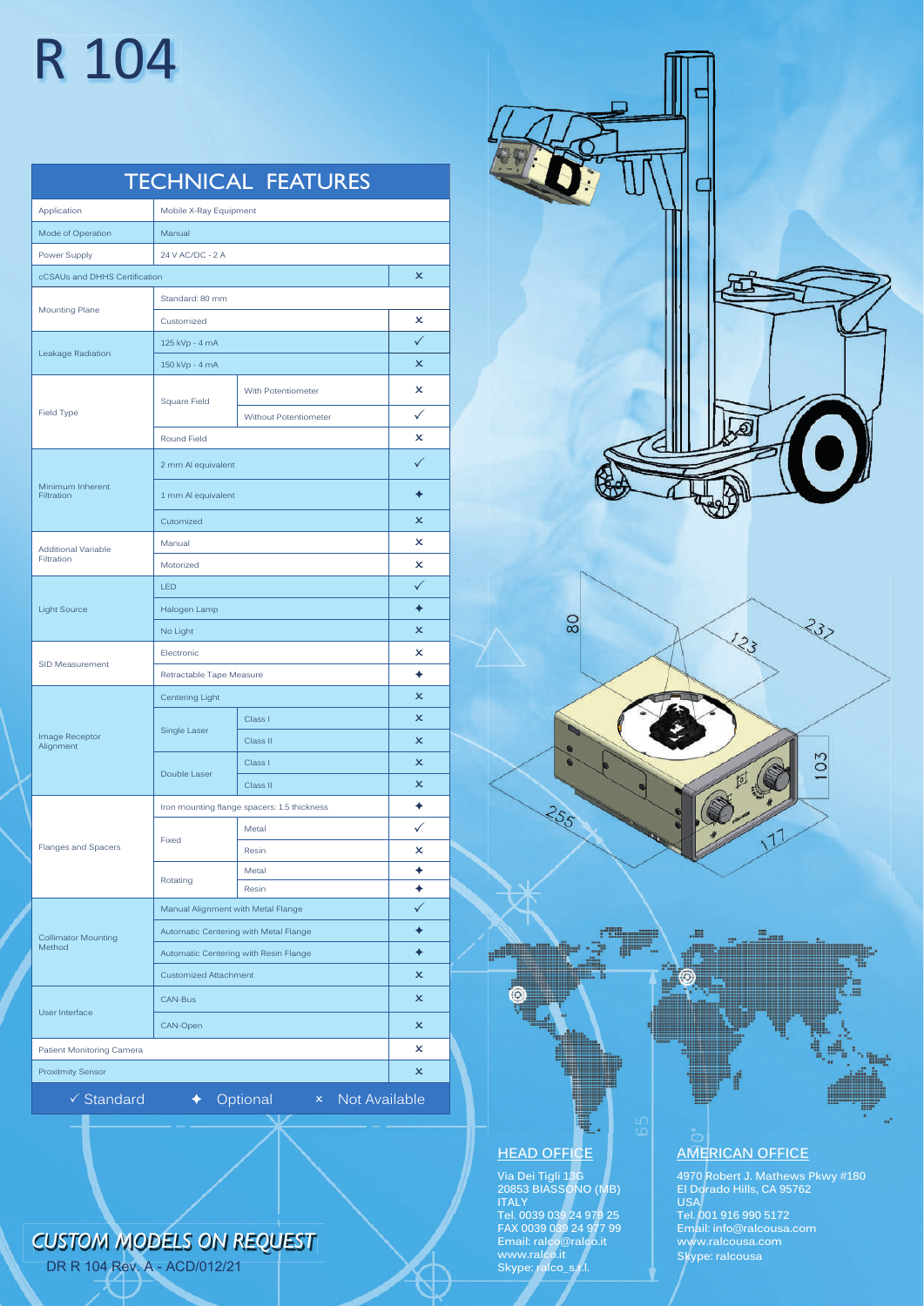# R 104

## TECHNICAL FEATURES

| | | | |
|---|---|---|---|
| Application | Mobile X-Ray Equipment | | |
| Mode of Operation | Manual | | |
| Power Supply | 24 V AC/DC - 2 A | | |
| cCSAUs and DHHS Certification | | | × |
| Mounting Plane | Standard: 80 mm | | |
| | Customized | | × |
| Leakage Radiation | 125 kVp - 4 mA | | ✓ |
| | 150 kVp - 4 mA | | × |
| Field Type | Square Field | With Potentiometer | × |
| | | Without Potentiometer | ✓ |
| | Round Field | | × |
| Minimum Inherent Filtration | 2 mm Al equivalent | | ✓ |
| | 1 mm Al equivalent | | ✦ |
| | Cutomized | | × |
| Additional Variable Filtration | Manual | | × |
| | Motorized | | × |
| Light Source | LED | | ✓ |
| | Halogen Lamp | | ✦ |
| | No Light | | × |
| SID Measurement | Electronic | | × |
| | Retractable Tape Measure | | ✦ |
| Image Receptor Alignment | Centering Light | | × |
| | Single Laser | Class I | × |
| | | Class II | × |
| | Double Laser | Class I | × |
| | | Class II | × |
| Flanges and Spacers | Iron mounting flange spacers: 1.5 thickness | | ✦ |
| | Fixed | Metal | ✓ |
| | | Resin | × |
| | Rotating | Metal | ✦ |
| | | Resin | ✦ |
| Collimator Mounting Method | Manual Alignment with Metal Flange | | ✓ |
| | Automatic Centering with Metal Flange | | ✦ |
| | Automatic Centering with Resin Flange | | ✦ |
| | Customized Attachment | | × |
| User Interface | CAN-Bus | | × |
| | CAN-Open | | × |
| Patient Monitoring Camera | | | × |
| Proximity Sensor | | | × |

✓ Standard ✦ Optional × Not Available

80

123

237

103

255

177

## CUSTOM MODELS ON REQUEST

DR R 104 Rev. A - ACD/012/21

### HEAD OFFICE

Via Dei Tigli 13G
20853 BIASSONO (MB)
ITALY
Tel. 0039 039 24 979 25
FAX 0039 039 24 977 99
Email: ralco@ralco.it
www.ralco.it
Skype: ralco_s.r.l.

### AMERICAN OFFICE

4970 Robert J. Mathews Pkwy #180
El Dorado Hills, CA 95762
USA
Tel. 001 916 990 5172
Email: info@ralcousa.com
www.ralcousa.com
Skype: ralcousa